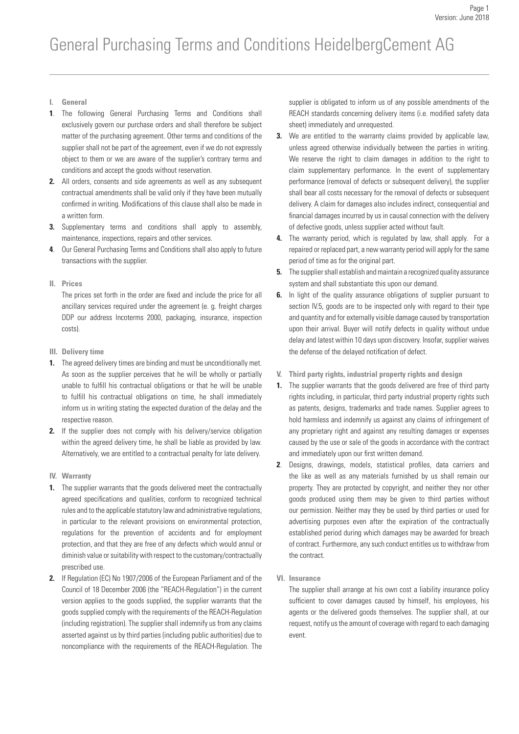# General Purchasing Terms and Conditions HeidelbergCement AG

**I. General**

**1**. The following General Purchasing Terms and Conditions shall exclusively govern our purchase orders and shall therefore be subject matter of the purchasing agreement. Other terms and conditions of the supplier shall not be part of the agreement, even if we do not expressly object to them or we are aware of the supplier's contrary terms and conditions and accept the goods without reservation.

**2.** All orders, consents and side agreements as well as any subsequent contractual amendments shall be valid only if they have been mutually confirmed in writing. Modifications of this clause shall also be made in a written form.

**3.** Supplementary terms and conditions shall apply to assembly, maintenance, inspections, repairs and other services.

**4**. Our General Purchasing Terms and Conditions shall also apply to future transactions with the supplier.

**II. Prices**

The prices set forth in the order are fixed and include the price for all ancillary services required under the agreement (e. g. freight charges DDP our address Incoterms 2000, packaging, insurance, inspection costs).

**III. Delivery time**

**1.** The agreed delivery times are binding and must be unconditionally met. As soon as the supplier perceives that he will be wholly or partially unable to fulfill his contractual obligations or that he will be unable to fulfill his contractual obligations on time, he shall immediately inform us in writing stating the expected duration of the delay and the respective reason.

**2.** If the supplier does not comply with his delivery/service obligation within the agreed delivery time, he shall be liable as provided by law. Alternatively, we are entitled to a contractual penalty for late delivery.

**IV. Warranty**

**1.** The supplier warrants that the goods delivered meet the contractually agreed specifications and qualities, conform to recognized technical rules and to the applicable statutory law and administrative regulations, in particular to the relevant provisions on environmental protection, regulations for the prevention of accidents and for employment protection, and that they are free of any defects which would annul or diminish value or suitability with respect to the customary/contractually prescribed use.

**2.** If Regulation (EC) No 1907/2006 of the European Parliament and of the Council of 18 December 2006 (the "REACH-Regulation") in the current version applies to the goods supplied, the supplier warrants that the goods supplied comply with the requirements of the REACH-Regulation (including registration). The supplier shall indemnify us from any claims asserted against us by third parties (including public authorities) due to noncompliance with the requirements of the REACH-Regulation. The supplier is obligated to inform us of any possible amendments of the REACH standards concerning delivery items (i.e. modified safety data sheet) immediately and unrequested.

**3.** We are entitled to the warranty claims provided by applicable law, unless agreed otherwise individually between the parties in writing. We reserve the right to claim damages in addition to the right to claim supplementary performance. In the event of supplementary performance (removal of defects or subsequent delivery), the supplier shall bear all costs necessary for the removal of defects or subsequent delivery. A claim for damages also includes indirect, consequential and financial damages incurred by us in causal connection with the delivery of defective goods, unless supplier acted without fault.

**4.** The warranty period, which is regulated by law, shall apply. For a repaired or replaced part, a new warranty period will apply for the same period of time as for the original part.

**5.** The supplier shall establish and maintain a recognized quality assurance system and shall substantiate this upon our demand.

**6.** In light of the quality assurance obligations of supplier pursuant to section IV.5, goods are to be inspected only with regard to their type and quantity and for externally visible damage caused by transportation upon their arrival. Buyer will notify defects in quality without undue delay and latest within 10 days upon discovery. Insofar, supplier waives the defense of the delayed notification of defect.

**V. Third party rights, industrial property rights and design**

**1.** The supplier warrants that the goods delivered are free of third party rights including, in particular, third party industrial property rights such as patents, designs, trademarks and trade names. Supplier agrees to hold harmless and indemnify us against any claims of infringement of any proprietary right and against any resulting damages or expenses caused by the use or sale of the goods in accordance with the contract and immediately upon our first written demand.

**2**. Designs, drawings, models, statistical profiles, data carriers and the like as well as any materials furnished by us shall remain our property. They are protected by copyright, and neither they nor other goods produced using them may be given to third parties without our permission. Neither may they be used by third parties or used for advertising purposes even after the expiration of the contractually established period during which damages may be awarded for breach of contract. Furthermore, any such conduct entitles us to withdraw from the contract.

**VI. Insurance**

The supplier shall arrange at his own cost a liability insurance policy sufficient to cover damages caused by himself, his employees, his agents or the delivered goods themselves. The supplier shall, at our request, notify us the amount of coverage with regard to each damaging event.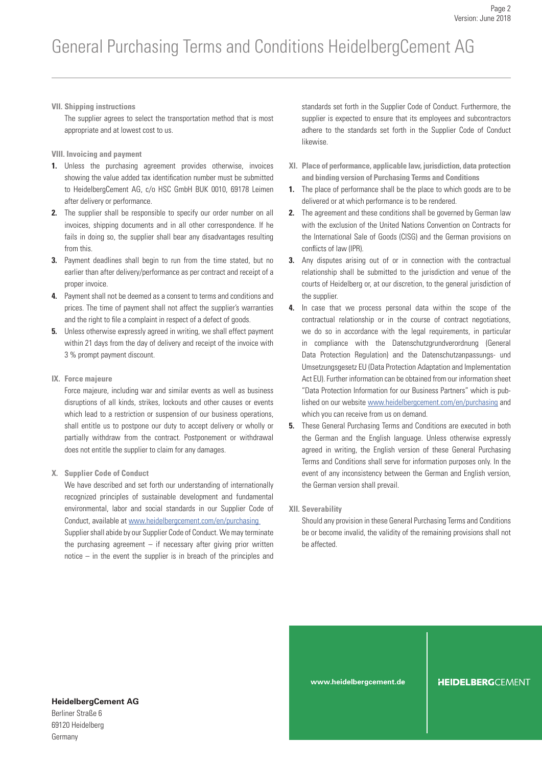# General Purchasing Terms and Conditions HeidelbergCement AG

**VII. Shipping instructions**

The supplier agrees to select the transportation method that is most appropriate and at lowest cost to us.

**VIII. Invoicing and payment**

1. Unless the purchasing agreement provides otherwise, invoices showing the value added tax identification number must be submitted to HeidelbergCement AG, c/o HSC GmbH BUK 0010, 69178 Leimen after delivery or performance.
2. The supplier shall be responsible to specify our order number on all invoices, shipping documents and in all other correspondence. If he fails in doing so, the supplier shall bear any disadvantages resulting from this.
3. Payment deadlines shall begin to run from the time stated, but no earlier than after delivery/performance as per contract and receipt of a proper invoice.
4. Payment shall not be deemed as a consent to terms and conditions and prices. The time of payment shall not affect the supplier's warranties and the right to file a complaint in respect of a defect of goods.
5. Unless otherwise expressly agreed in writing, we shall effect payment within 21 days from the day of delivery and receipt of the invoice with 3 % prompt payment discount.

**IX. Force majeure**

Force majeure, including war and similar events as well as business disruptions of all kinds, strikes, lockouts and other causes or events which lead to a restriction or suspension of our business operations, shall entitle us to postpone our duty to accept delivery or wholly or partially withdraw from the contract. Postponement or withdrawal does not entitle the supplier to claim for any damages.

**X. Supplier Code of Conduct**

We have described and set forth our understanding of internationally recognized principles of sustainable development and fundamental environmental, labor and social standards in our Supplier Code of Conduct, available at www.heidelbergcement.com/en/purchasing

Supplier shall abide by our Supplier Code of Conduct. We may terminate the purchasing agreement – if necessary after giving prior written notice – in the event the supplier is in breach of the principles and standards set forth in the Supplier Code of Conduct. Furthermore, the supplier is expected to ensure that its employees and subcontractors adhere to the standards set forth in the Supplier Code of Conduct likewise.

**XI. Place of performance, applicable law, jurisdiction, data protection and binding version of Purchasing Terms and Conditions**

1. The place of performance shall be the place to which goods are to be delivered or at which performance is to be rendered.
2. The agreement and these conditions shall be governed by German law with the exclusion of the United Nations Convention on Contracts for the International Sale of Goods (CISG) and the German provisions on conflicts of law (IPR).
3. Any disputes arising out of or in connection with the contractual relationship shall be submitted to the jurisdiction and venue of the courts of Heidelberg or, at our discretion, to the general jurisdiction of the supplier.
4. In case that we process personal data within the scope of the contractual relationship or in the course of contract negotiations, we do so in accordance with the legal requirements, in particular in compliance with the Datenschutzgrundverordnung (General Data Protection Regulation) and the Datenschutzanpassungs- und Umsetzungsgesetz EU (Data Protection Adaptation and Implementation Act EU). Further information can be obtained from our information sheet "Data Protection Information for our Business Partners" which is published on our website www.heidelbergcement.com/en/purchasing and which you can receive from us on demand.
5. These General Purchasing Terms and Conditions are executed in both the German and the English language. Unless otherwise expressly agreed in writing, the English version of these General Purchasing Terms and Conditions shall serve for information purposes only. In the event of any inconsistency between the German and English version, the German version shall prevail.

**XII. Severability**

Should any provision in these General Purchasing Terms and Conditions be or become invalid, the validity of the remaining provisions shall not be affected.

**HeidelbergCement AG**
Berliner Straße 6
69120 Heidelberg
Germany

www.heidelbergcement.de

HEIDELBERGCEMENT